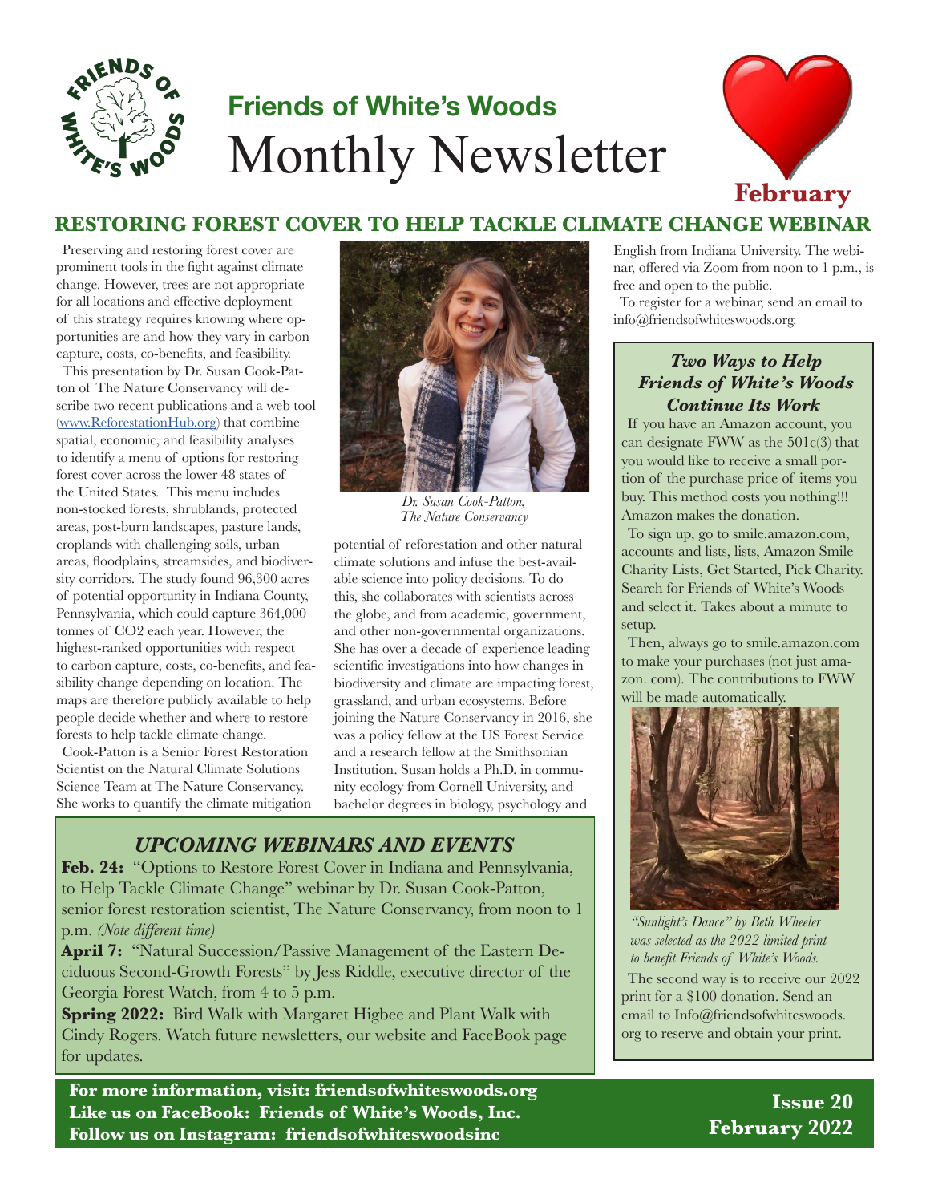# Friends of White's Woods
# Monthly Newsletter

**February**

## RESTORING FOREST COVER TO HELP TACKLE CLIMATE CHANGE WEBINAR

Preserving and restoring forest cover are prominent tools in the fight against climate change. However, trees are not appropriate for all locations and effective deployment of this strategy requires knowing where opportunities are and how they vary in carbon capture, costs, co-benefits, and feasibility.

This presentation by Dr. Susan Cook-Patton of The Nature Conservancy will describe two recent publications and a web tool (www.ReforestationHub.org) that combine spatial, economic, and feasibility analyses to identify a menu of options for restoring forest cover across the lower 48 states of the United States. This menu includes non-stocked forests, shrublands, protected areas, post-burn landscapes, pasture lands, croplands with challenging soils, urban areas, floodplains, streamsides, and biodiversity corridors. The study found 96,300 acres of potential opportunity in Indiana County, Pennsylvania, which could capture 364,000 tonnes of CO2 each year. However, the highest-ranked opportunities with respect to carbon capture, costs, co-benefits, and feasibility change depending on location. The maps are therefore publicly available to help people decide whether and where to restore forests to help tackle climate change.

*Dr. Susan Cook-Patton, The Nature Conservancy*

Cook-Patton is a Senior Forest Restoration Scientist on the Natural Climate Solutions Science Team at The Nature Conservancy. She works to quantify the climate mitigation potential of reforestation and other natural climate solutions and infuse the best-available science into policy decisions. To do this, she collaborates with scientists across the globe, and from academic, government, and other non-governmental organizations. She has over a decade of experience leading scientific investigations into how changes in biodiversity and climate are impacting forest, grassland, and urban ecosystems. Before joining the Nature Conservancy in 2016, she was a policy fellow at the US Forest Service and a research fellow at the Smithsonian Institution. Susan holds a Ph.D. in community ecology from Cornell University, and bachelor degrees in biology, psychology and English from Indiana University. The webinar, offered via Zoom from noon to 1 p.m., is free and open to the public.

To register for a webinar, send an email to info@friendsofwhiteswoods.org.

### *UPCOMING WEBINARS AND EVENTS*

**Feb. 24:** "Options to Restore Forest Cover in Indiana and Pennsylvania, to Help Tackle Climate Change" webinar by Dr. Susan Cook-Patton, senior forest restoration scientist, The Nature Conservancy, from noon to 1 p.m. *(Note different time)*

**April 7:** "Natural Succession/Passive Management of the Eastern Deciduous Second-Growth Forests" by Jess Riddle, executive director of the Georgia Forest Watch, from 4 to 5 p.m.

**Spring 2022:** Bird Walk with Margaret Higbee and Plant Walk with Cindy Rogers. Watch future newsletters, our website and FaceBook page for updates.

### *Two Ways to Help Friends of White's Woods Continue Its Work*

If you have an Amazon account, you can designate FWW as the 501c(3) that you would like to receive a small portion of the purchase price of items you buy. This method costs you nothing!!! Amazon makes the donation.

To sign up, go to smile.amazon.com, accounts and lists, lists, Amazon Smile Charity Lists, Get Started, Pick Charity. Search for Friends of White's Woods and select it. Takes about a minute to setup.

Then, always go to smile.amazon.com to make your purchases (not just amazon. com). The contributions to FWW will be made automatically.

*"Sunlight's Dance" by Beth Wheeler was selected as the 2022 limited print to benefit Friends of White's Woods.*

The second way is to receive our 2022 print for a $100 donation. Send an email to Info@friendsofwhiteswoods.org to reserve and obtain your print.

**For more information, visit: friendsofwhiteswoods.org**
**Like us on FaceBook: Friends of White's Woods, Inc.**
**Follow us on Instagram: friendsofwhiteswoodsinc**

**Issue 20**
**February 2022**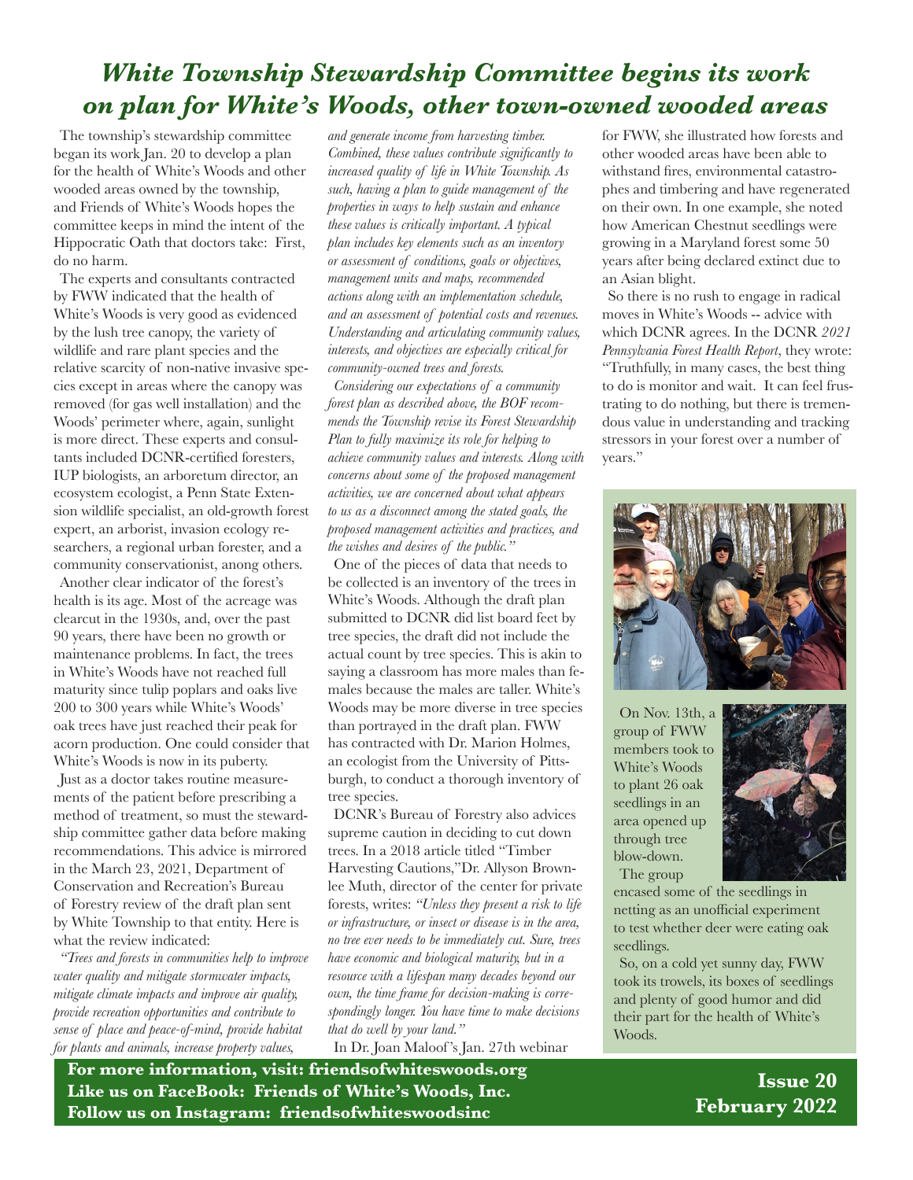# *White Township Stewardship Committee begins its work on plan for White's Woods, other town-owned wooded areas*

The township's stewardship committee began its work Jan. 20 to develop a plan for the health of White's Woods and other wooded areas owned by the township, and Friends of White's Woods hopes the committee keeps in mind the intent of the Hippocratic Oath that doctors take: First, do no harm.

The experts and consultants contracted by FWW indicated that the health of White's Woods is very good as evidenced by the lush tree canopy, the variety of wildlife and rare plant species and the relative scarcity of non-native invasive species except in areas where the canopy was removed (for gas well installation) and the Woods' perimeter where, again, sunlight is more direct. These experts and consultants included DCNR-certified foresters, IUP biologists, an arboretum director, an ecosystem ecologist, a Penn State Extension wildlife specialist, an old-growth forest expert, an arborist, invasion ecology researchers, a regional urban forester, and a community conservationist, anong others.

Another clear indicator of the forest's health is its age. Most of the acreage was clearcut in the 1930s, and, over the past 90 years, there have been no growth or maintenance problems. In fact, the trees in White's Woods have not reached full maturity since tulip poplars and oaks live 200 to 300 years while White's Woods' oak trees have just reached their peak for acorn production. One could consider that White's Woods is now in its puberty.

Just as a doctor takes routine measurements of the patient before prescribing a method of treatment, so must the stewardship committee gather data before making recommendations. This advice is mirrored in the March 23, 2021, Department of Conservation and Recreation's Bureau of Forestry review of the draft plan sent by White Township to that entity. Here is what the review indicated:

*"Trees and forests in communities help to improve water quality and mitigate stormwater impacts, mitigate climate impacts and improve air quality, provide recreation opportunities and contribute to sense of place and peace-of-mind, provide habitat for plants and animals, increase property values, and generate income from harvesting timber. Combined, these values contribute significantly to increased quality of life in White Township. As such, having a plan to guide management of the properties in ways to help sustain and enhance these values is critically important. A typical plan includes key elements such as an inventory or assessment of conditions, goals or objectives, management units and maps, recommended actions along with an implementation schedule, and an assessment of potential costs and revenues. Understanding and articulating community values, interests, and objectives are especially critical for community-owned trees and forests.*

*Considering our expectations of a community forest plan as described above, the BOF recommends the Township revise its Forest Stewardship Plan to fully maximize its role for helping to achieve community values and interests. Along with concerns about some of the proposed management activities, we are concerned about what appears to us as a disconnect among the stated goals, the proposed management activities and practices, and the wishes and desires of the public."*

One of the pieces of data that needs to be collected is an inventory of the trees in White's Woods. Although the draft plan submitted to DCNR did list board feet by tree species, the draft did not include the actual count by tree species. This is akin to saying a classroom has more males than females because the males are taller. White's Woods may be more diverse in tree species than portrayed in the draft plan. FWW has contracted with Dr. Marion Holmes, an ecologist from the University of Pittsburgh, to conduct a thorough inventory of tree species.

DCNR's Bureau of Forestry also advices supreme caution in deciding to cut down trees. In a 2018 article titled "Timber Harvesting Cautions,"Dr. Allyson Brownlee Muth, director of the center for private forests, writes: *"Unless they present a risk to life or infrastructure, or insect or disease is in the area, no tree ever needs to be immediately cut. Sure, trees have economic and biological maturity, but in a resource with a lifespan many decades beyond our own, the time frame for decision-making is correspondingly longer. You have time to make decisions that do well by your land."*

In Dr. Joan Maloof's Jan. 27th webinar for FWW, she illustrated how forests and other wooded areas have been able to withstand fires, environmental catastrophes and timbering and have regenerated on their own. In one example, she noted how American Chestnut seedlings were growing in a Maryland forest some 50 years after being declared extinct due to an Asian blight.

So there is no rush to engage in radical moves in White's Woods -- advice with which DCNR agrees. In the DCNR *2021 Pennsylvania Forest Health Report*, they wrote: "Truthfully, in many cases, the best thing to do is monitor and wait. It can feel frustrating to do nothing, but there is tremendous value in understanding and tracking stressors in your forest over a number of years."

On Nov. 13th, a group of FWW members took to White's Woods to plant 26 oak seedlings in an area opened up through tree blow-down. The group encased some of the seedlings in netting as an unofficial experiment to test whether deer were eating oak seedlings.

So, on a cold yet sunny day, FWW took its trowels, its boxes of seedlings and plenty of good humor and did their part for the health of White's Woods.

**For more information, visit: friendsofwhiteswoods.org**
**Like us on FaceBook: Friends of White's Woods, Inc.**
**Follow us on Instagram: friendsofwhiteswoodsinc**

**Issue 20**
**February 2022**